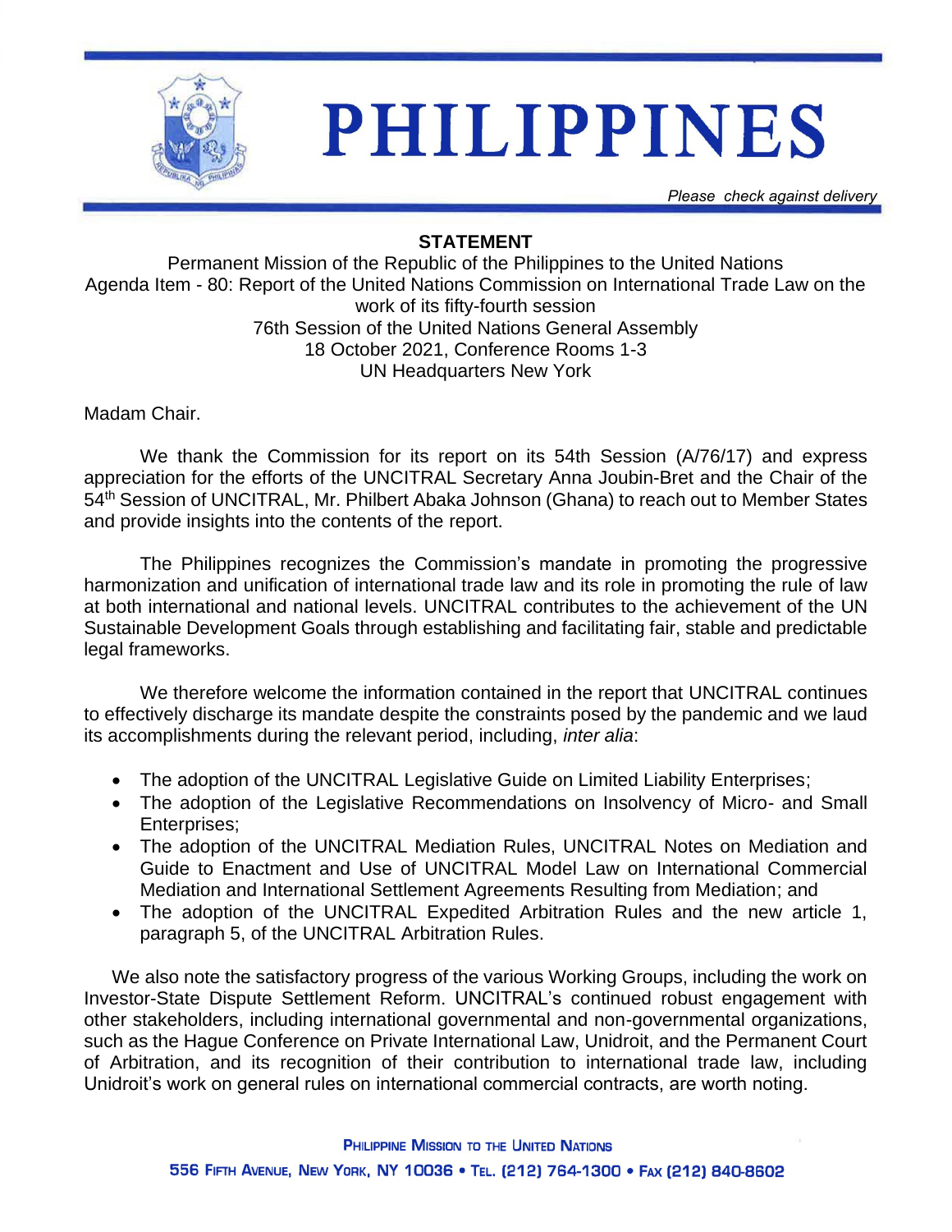# PHILIPPINES

*Please check against delivery*

**STATEMENT**

Permanent Mission of the Republic of the Philippines to the United Nations
Agenda Item - 80: Report of the United Nations Commission on International Trade Law on the work of its fifty-fourth session
76th Session of the United Nations General Assembly
18 October 2021, Conference Rooms 1-3
UN Headquarters New York

Madam Chair.

We thank the Commission for its report on its 54th Session (A/76/17) and express appreciation for the efforts of the UNCITRAL Secretary Anna Joubin-Bret and the Chair of the 54th Session of UNCITRAL, Mr. Philbert Abaka Johnson (Ghana) to reach out to Member States and provide insights into the contents of the report.

The Philippines recognizes the Commission's mandate in promoting the progressive harmonization and unification of international trade law and its role in promoting the rule of law at both international and national levels. UNCITRAL contributes to the achievement of the UN Sustainable Development Goals through establishing and facilitating fair, stable and predictable legal frameworks.

We therefore welcome the information contained in the report that UNCITRAL continues to effectively discharge its mandate despite the constraints posed by the pandemic and we laud its accomplishments during the relevant period, including, *inter alia*:

- The adoption of the UNCITRAL Legislative Guide on Limited Liability Enterprises;
- The adoption of the Legislative Recommendations on Insolvency of Micro- and Small Enterprises;
- The adoption of the UNCITRAL Mediation Rules, UNCITRAL Notes on Mediation and Guide to Enactment and Use of UNCITRAL Model Law on International Commercial Mediation and International Settlement Agreements Resulting from Mediation; and
- The adoption of the UNCITRAL Expedited Arbitration Rules and the new article 1, paragraph 5, of the UNCITRAL Arbitration Rules.

We also note the satisfactory progress of the various Working Groups, including the work on Investor-State Dispute Settlement Reform. UNCITRAL's continued robust engagement with other stakeholders, including international governmental and non-governmental organizations, such as the Hague Conference on Private International Law, Unidroit, and the Permanent Court of Arbitration, and its recognition of their contribution to international trade law, including Unidroit's work on general rules on international commercial contracts, are worth noting.

PHILIPPINE MISSION TO THE UNITED NATIONS
556 FIFTH AVENUE, NEW YORK, NY 10036 • TEL. (212) 764-1300 • FAX (212) 840-8602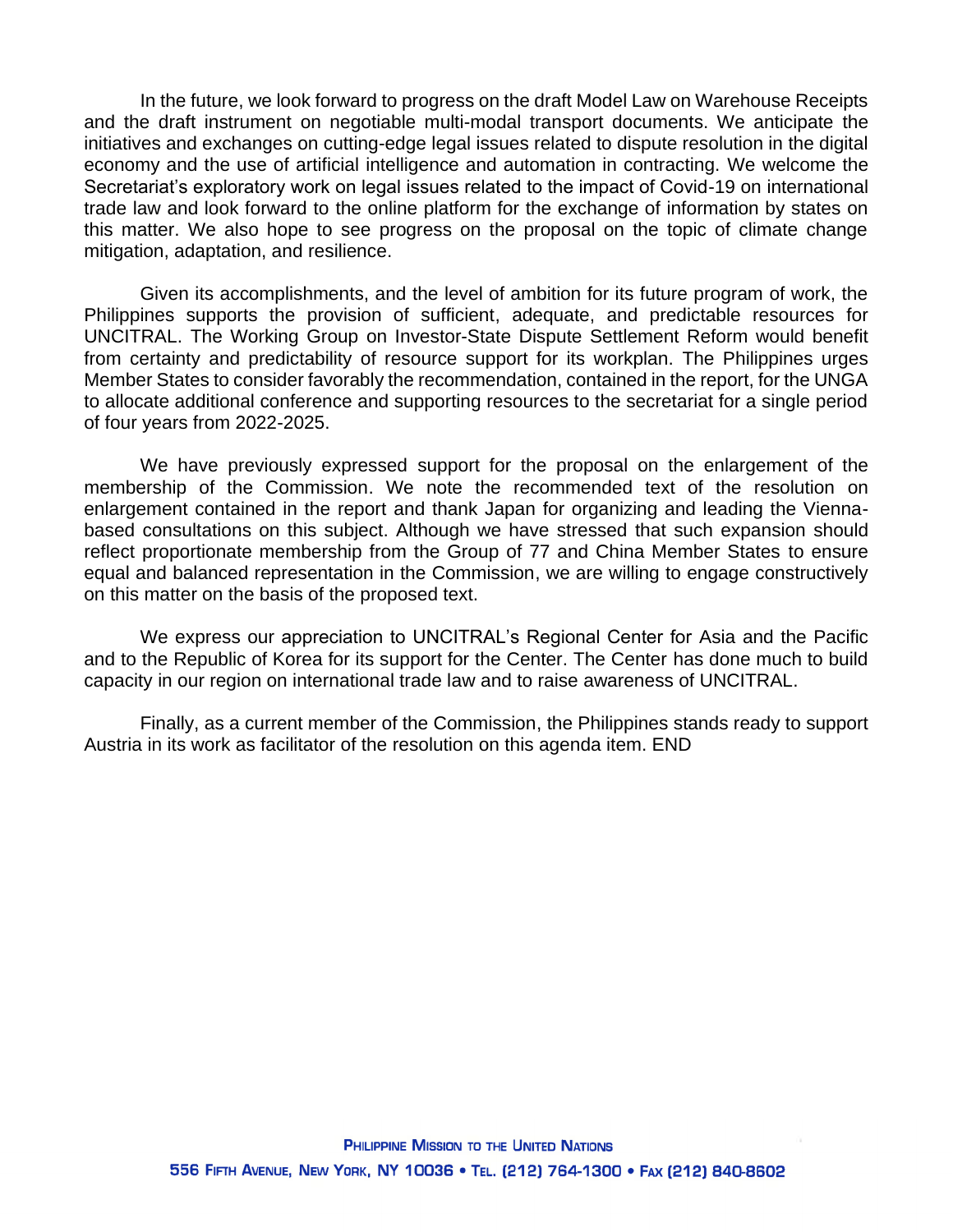In the future, we look forward to progress on the draft Model Law on Warehouse Receipts and the draft instrument on negotiable multi-modal transport documents. We anticipate the initiatives and exchanges on cutting-edge legal issues related to dispute resolution in the digital economy and the use of artificial intelligence and automation in contracting. We welcome the Secretariat's exploratory work on legal issues related to the impact of Covid-19 on international trade law and look forward to the online platform for the exchange of information by states on this matter. We also hope to see progress on the proposal on the topic of climate change mitigation, adaptation, and resilience.

Given its accomplishments, and the level of ambition for its future program of work, the Philippines supports the provision of sufficient, adequate, and predictable resources for UNCITRAL. The Working Group on Investor-State Dispute Settlement Reform would benefit from certainty and predictability of resource support for its workplan. The Philippines urges Member States to consider favorably the recommendation, contained in the report, for the UNGA to allocate additional conference and supporting resources to the secretariat for a single period of four years from 2022-2025.

We have previously expressed support for the proposal on the enlargement of the membership of the Commission. We note the recommended text of the resolution on enlargement contained in the report and thank Japan for organizing and leading the Vienna-based consultations on this subject. Although we have stressed that such expansion should reflect proportionate membership from the Group of 77 and China Member States to ensure equal and balanced representation in the Commission, we are willing to engage constructively on this matter on the basis of the proposed text.

We express our appreciation to UNCITRAL's Regional Center for Asia and the Pacific and to the Republic of Korea for its support for the Center. The Center has done much to build capacity in our region on international trade law and to raise awareness of UNCITRAL.

Finally, as a current member of the Commission, the Philippines stands ready to support Austria in its work as facilitator of the resolution on this agenda item. END